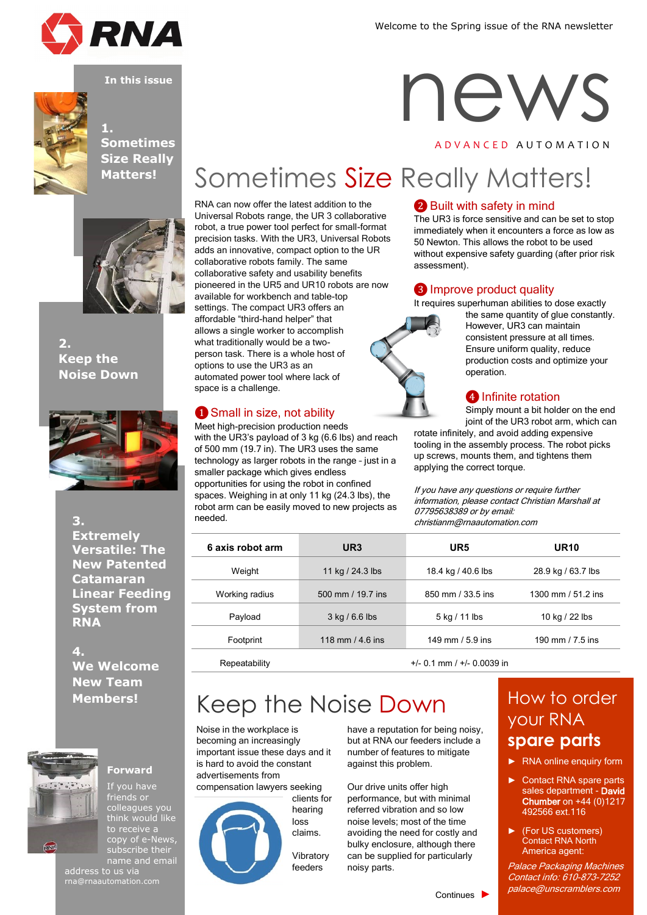RNA

Welcome to the Spring issue of the RNA newsletter

news

ADVANCED AUTOMATION

**In this issue**

**1. Sometimes Size Really Matters!**

**2. Keep the Noise Down**

**3. Extremely Versatile: The New Patented Catamaran Linear Feeding System from RNA**

**4. We Welcome New Team Members!**

**Forward**

If you have friends or colleagues you think would like to receive a copy of e-News, subscribe their name and email address to us via rna@rnaautomation.com

# Sometimes Size Really Matters!

RNA can now offer the latest addition to the Universal Robots range, the UR 3 collaborative robot, a true power tool perfect for small-format precision tasks. With the UR3, Universal Robots adds an innovative, compact option to the UR collaborative robots family. The same collaborative safety and usability benefits pioneered in the UR5 and UR10 robots are now available for workbench and table-top settings. The compact UR3 offers an affordable "third-hand helper" that allows a single worker to accomplish what traditionally would be a two-person task. There is a whole host of options to use the UR3 as an automated power tool where lack of space is a challenge.

## 1 Small in size, not ability

Meet high-precision production needs with the UR3's payload of 3 kg (6.6 lbs) and reach of 500 mm (19.7 in). The UR3 uses the same technology as larger robots in the range - just in a smaller package which gives endless opportunities for using the robot in confined spaces. Weighing in at only 11 kg (24.3 lbs), the robot arm can be easily moved to new projects as needed.

## 2 Built with safety in mind

The UR3 is force sensitive and can be set to stop immediately when it encounters a force as low as 50 Newton. This allows the robot to be used without expensive safety guarding (after prior risk assessment).

## 3 Improve product quality

It requires superhuman abilities to dose exactly the same quantity of glue constantly. However, UR3 can maintain consistent pressure at all times. Ensure uniform quality, reduce production costs and optimize your operation.

## 4 Infinite rotation

Simply mount a bit holder on the end joint of the UR3 robot arm, which can rotate infinitely, and avoid adding expensive tooling in the assembly process. The robot picks up screws, mounts them, and tightens them applying the correct torque.

*If you have any questions or require further information, please contact Christian Marshall at 07795638389 or by email: christianm@rnaautomation.com*

| 6 axis robot arm | UR3 | UR5 | UR10 |
|---|---|---|---|
| Weight | 11 kg / 24.3 lbs | 18.4 kg / 40.6 lbs | 28.9 kg / 63.7 lbs |
| Working radius | 500 mm / 19.7 ins | 850 mm / 33.5 ins | 1300 mm / 51.2 ins |
| Payload | 3 kg / 6.6 lbs | 5 kg / 11 lbs | 10 kg / 22 lbs |
| Footprint | 118 mm / 4.6 ins | 149 mm / 5.9 ins | 190 mm / 7.5 ins |
| Repeatability | +/- 0.1 mm / +/- 0.0039 in | | |

# Keep the Noise Down

Noise in the workplace is becoming an increasingly important issue these days and it is hard to avoid the constant advertisements from compensation lawyers seeking clients for hearing loss claims.

Vibratory feeders have a reputation for being noisy, but at RNA our feeders include a number of features to mitigate against this problem.

Our drive units offer high performance, but with minimal referred vibration and so low noise levels; most of the time avoiding the need for costly and bulky enclosure, although there can be supplied for particularly noisy parts.

Continues ►

# How to order your RNA **spare parts**

- RNA online enquiry form
- Contact RNA spare parts sales department - **David Chumber** on +44 (0)1217 492566 ext.116
- (For US customers) Contact RNA North America agent:

*Palace Packaging Machines*
*Contact info: 610-873-7252*
*palace@unscramblers.com*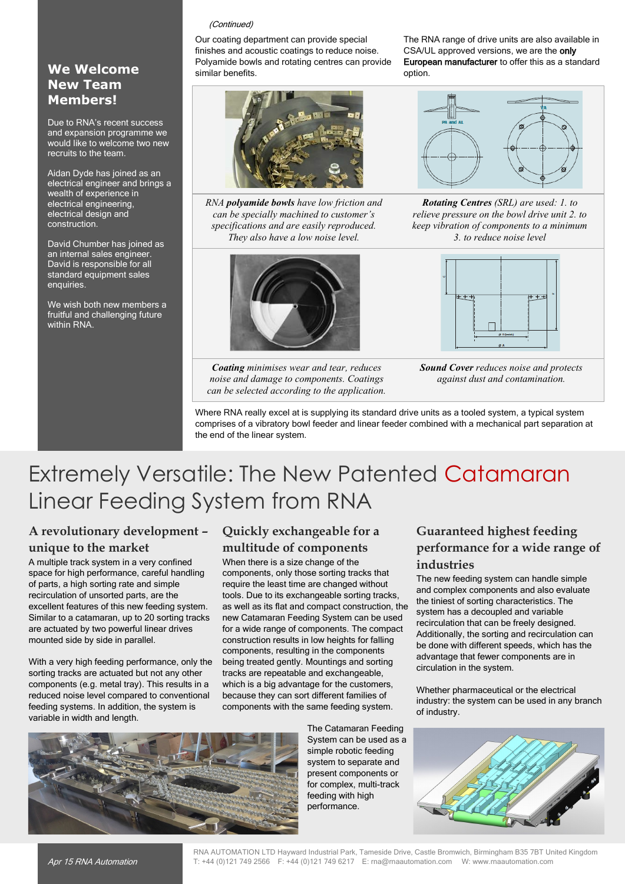## We Welcome New Team Members!

Due to RNA's recent success and expansion programme we would like to welcome two new recruits to the team.

Aidan Dyde has joined as an electrical engineer and brings a wealth of experience in electrical engineering, electrical design and construction.

David Chumber has joined as an internal sales engineer. David is responsible for all standard equipment sales enquiries.

We wish both new members a fruitful and challenging future within RNA.

*(Continued)*

Our coating department can provide special finishes and acoustic coatings to reduce noise. Polyamide bowls and rotating centres can provide similar benefits.

The RNA range of drive units are also available in CSA/UL approved versions, we are the **only European manufacturer** to offer this as a standard option.

*RNA **polyamide bowls** have low friction and can be specially machined to customer's specifications and are easily reproduced. They also have a low noise level.*

***Rotating Centres** (SRL) are used: 1. to relieve pressure on the bowl drive unit 2. to keep vibration of components to a minimum 3. to reduce noise level*

***Coating** minimises wear and tear, reduces noise and damage to components. Coatings can be selected according to the application.*

***Sound Cover** reduces noise and protects against dust and contamination.*

Where RNA really excel at is supplying its standard drive units as a tooled system, a typical system comprises of a vibratory bowl feeder and linear feeder combined with a mechanical part separation at the end of the linear system.

# Extremely Versatile: The New Patented Catamaran Linear Feeding System from RNA

### A revolutionary development – unique to the market

A multiple track system in a very confined space for high performance, careful handling of parts, a high sorting rate and simple recirculation of unsorted parts, are the excellent features of this new feeding system. Similar to a catamaran, up to 20 sorting tracks are actuated by two powerful linear drives mounted side by side in parallel.

With a very high feeding performance, only the sorting tracks are actuated but not any other components (e.g. metal tray). This results in a reduced noise level compared to conventional feeding systems. In addition, the system is variable in width and length.

### Quickly exchangeable for a multitude of components

When there is a size change of the components, only those sorting tracks that require the least time are changed without tools. Due to its exchangeable sorting tracks, as well as its flat and compact construction, the new Catamaran Feeding System can be used for a wide range of components. The compact construction results in low heights for falling components, resulting in the components being treated gently. Mountings and sorting tracks are repeatable and exchangeable, which is a big advantage for the customers, because they can sort different families of components with the same feeding system.

The Catamaran Feeding System can be used as a simple robotic feeding system to separate and present components or for complex, multi-track feeding with high performance.

### Guaranteed highest feeding performance for a wide range of industries

The new feeding system can handle simple and complex components and also evaluate the tiniest of sorting characteristics. The system has a decoupled and variable recirculation that can be freely designed. Additionally, the sorting and recirculation can be done with different speeds, which has the advantage that fewer components are in circulation in the system.

Whether pharmaceutical or the electrical industry: the system can be used in any branch of industry.

Apr 15 RNA Automation

RNA AUTOMATION LTD Hayward Industrial Park, Tameside Drive, Castle Bromwich, Birmingham B35 7BT United Kingdom
T: +44 (0)121 749 2566 F: +44 (0)121 749 6217 E: rna@rnaautomation.com W: www.rnaautomation.com